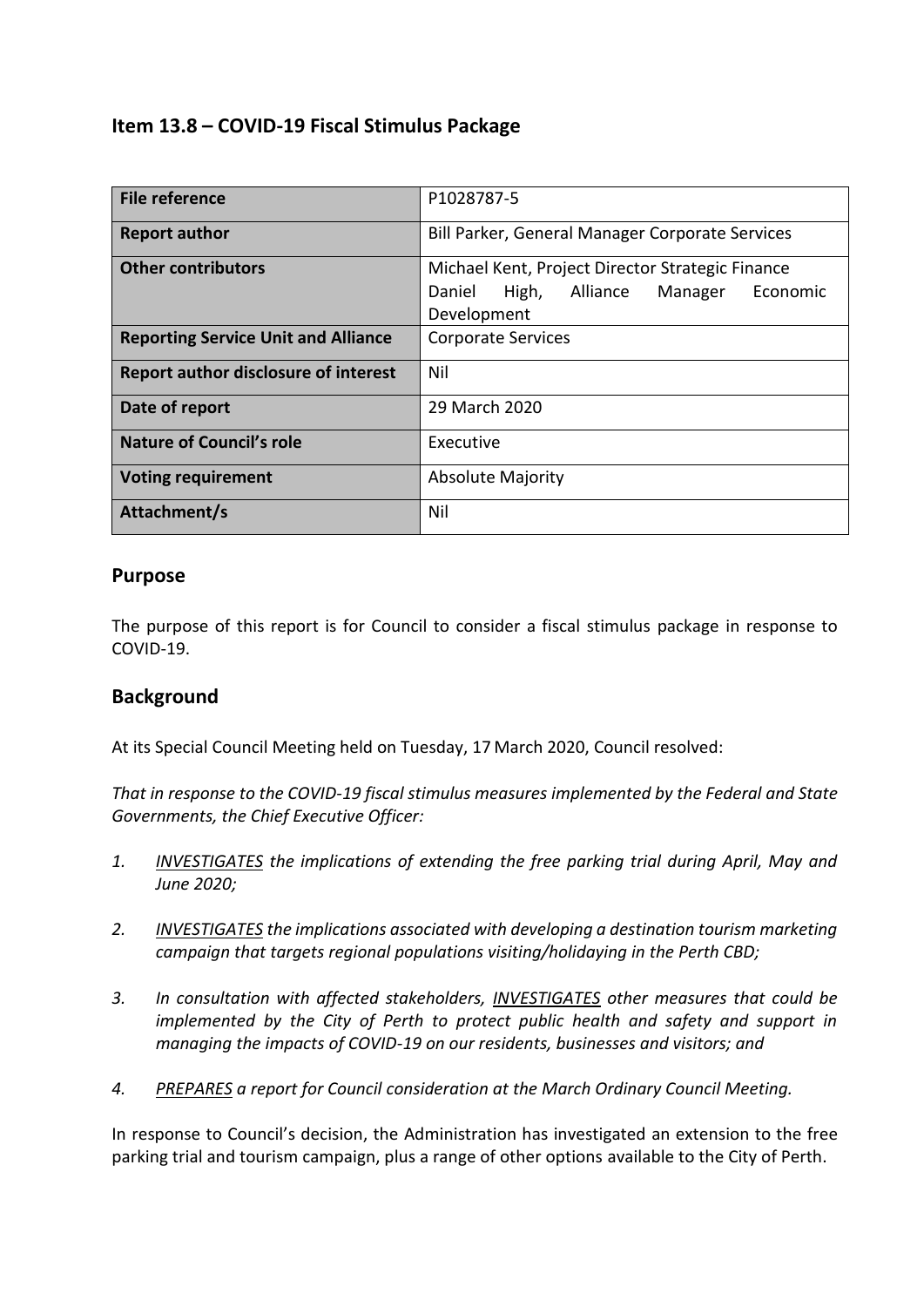## Item 13.8 – COVID-19 Fiscal Stimulus Package

| | |
|---|---|
| **File reference** | P1028787-5 |
| **Report author** | Bill Parker, General Manager Corporate Services |
| **Other contributors** | Michael Kent, Project Director Strategic Finance<br>Daniel High, Alliance Manager Economic Development |
| **Reporting Service Unit and Alliance** | Corporate Services |
| **Report author disclosure of interest** | Nil |
| **Date of report** | 29 March 2020 |
| **Nature of Council's role** | Executive |
| **Voting requirement** | Absolute Majority |
| **Attachment/s** | Nil |

## Purpose

The purpose of this report is for Council to consider a fiscal stimulus package in response to COVID-19.

## Background

At its Special Council Meeting held on Tuesday, 17 March 2020, Council resolved:

*That in response to the COVID-19 fiscal stimulus measures implemented by the Federal and State Governments, the Chief Executive Officer:*

1. *INVESTIGATES the implications of extending the free parking trial during April, May and June 2020;*
2. *INVESTIGATES the implications associated with developing a destination tourism marketing campaign that targets regional populations visiting/holidaying in the Perth CBD;*
3. *In consultation with affected stakeholders, INVESTIGATES other measures that could be implemented by the City of Perth to protect public health and safety and support in managing the impacts of COVID-19 on our residents, businesses and visitors; and*
4. *PREPARES a report for Council consideration at the March Ordinary Council Meeting.*

In response to Council's decision, the Administration has investigated an extension to the free parking trial and tourism campaign, plus a range of other options available to the City of Perth.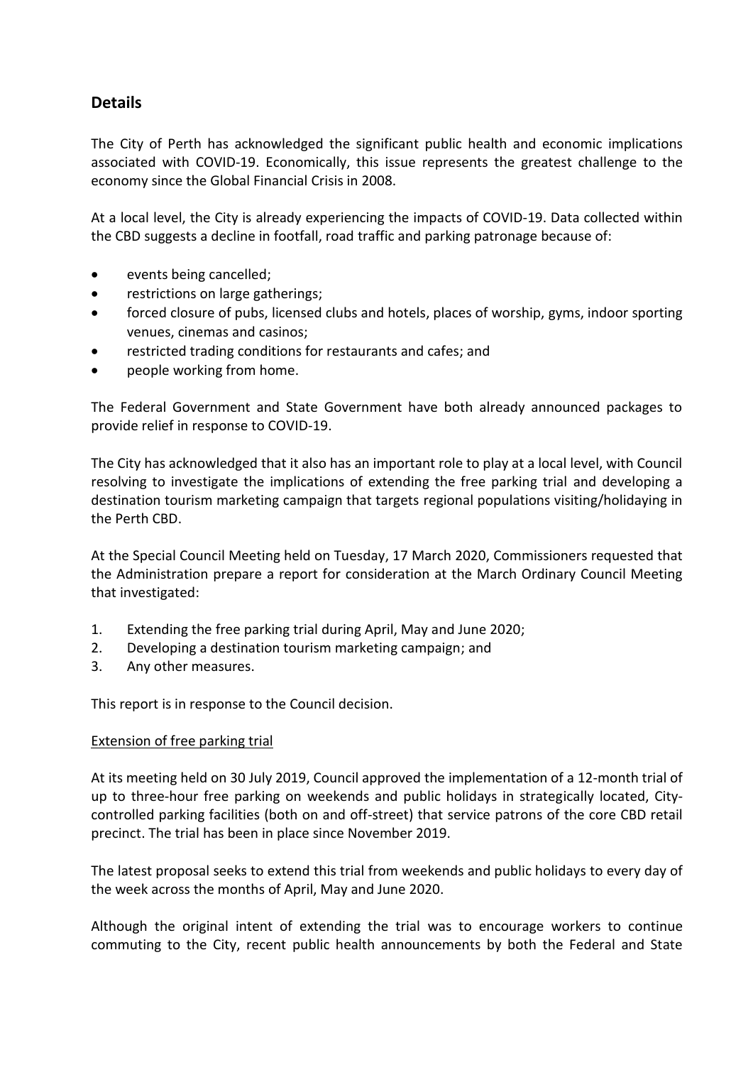## Details

The City of Perth has acknowledged the significant public health and economic implications associated with COVID-19. Economically, this issue represents the greatest challenge to the economy since the Global Financial Crisis in 2008.

At a local level, the City is already experiencing the impacts of COVID-19. Data collected within the CBD suggests a decline in footfall, road traffic and parking patronage because of:

- events being cancelled;
- restrictions on large gatherings;
- forced closure of pubs, licensed clubs and hotels, places of worship, gyms, indoor sporting venues, cinemas and casinos;
- restricted trading conditions for restaurants and cafes; and
- people working from home.

The Federal Government and State Government have both already announced packages to provide relief in response to COVID-19.

The City has acknowledged that it also has an important role to play at a local level, with Council resolving to investigate the implications of extending the free parking trial and developing a destination tourism marketing campaign that targets regional populations visiting/holidaying in the Perth CBD.

At the Special Council Meeting held on Tuesday, 17 March 2020, Commissioners requested that the Administration prepare a report for consideration at the March Ordinary Council Meeting that investigated:

1. Extending the free parking trial during April, May and June 2020;
2. Developing a destination tourism marketing campaign; and
3. Any other measures.

This report is in response to the Council decision.

<u>Extension of free parking trial</u>

At its meeting held on 30 July 2019, Council approved the implementation of a 12-month trial of up to three-hour free parking on weekends and public holidays in strategically located, City-controlled parking facilities (both on and off-street) that service patrons of the core CBD retail precinct. The trial has been in place since November 2019.

The latest proposal seeks to extend this trial from weekends and public holidays to every day of the week across the months of April, May and June 2020.

Although the original intent of extending the trial was to encourage workers to continue commuting to the City, recent public health announcements by both the Federal and State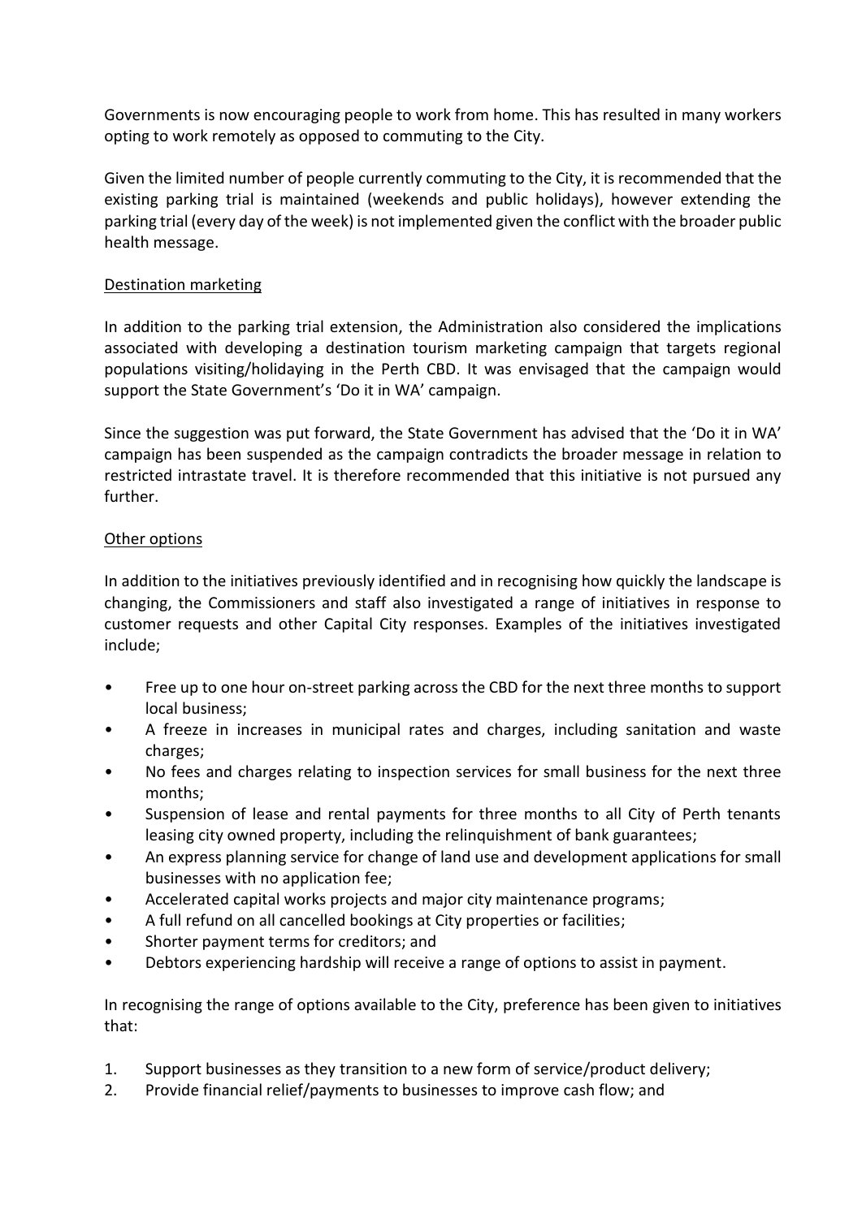Governments is now encouraging people to work from home. This has resulted in many workers opting to work remotely as opposed to commuting to the City.

Given the limited number of people currently commuting to the City, it is recommended that the existing parking trial is maintained (weekends and public holidays), however extending the parking trial (every day of the week) is not implemented given the conflict with the broader public health message.

Destination marketing

In addition to the parking trial extension, the Administration also considered the implications associated with developing a destination tourism marketing campaign that targets regional populations visiting/holidaying in the Perth CBD. It was envisaged that the campaign would support the State Government's 'Do it in WA' campaign.

Since the suggestion was put forward, the State Government has advised that the 'Do it in WA' campaign has been suspended as the campaign contradicts the broader message in relation to restricted intrastate travel. It is therefore recommended that this initiative is not pursued any further.

Other options

In addition to the initiatives previously identified and in recognising how quickly the landscape is changing, the Commissioners and staff also investigated a range of initiatives in response to customer requests and other Capital City responses. Examples of the initiatives investigated include;

- Free up to one hour on-street parking across the CBD for the next three months to support local business;
- A freeze in increases in municipal rates and charges, including sanitation and waste charges;
- No fees and charges relating to inspection services for small business for the next three months;
- Suspension of lease and rental payments for three months to all City of Perth tenants leasing city owned property, including the relinquishment of bank guarantees;
- An express planning service for change of land use and development applications for small businesses with no application fee;
- Accelerated capital works projects and major city maintenance programs;
- A full refund on all cancelled bookings at City properties or facilities;
- Shorter payment terms for creditors; and
- Debtors experiencing hardship will receive a range of options to assist in payment.

In recognising the range of options available to the City, preference has been given to initiatives that:

1. Support businesses as they transition to a new form of service/product delivery;
2. Provide financial relief/payments to businesses to improve cash flow; and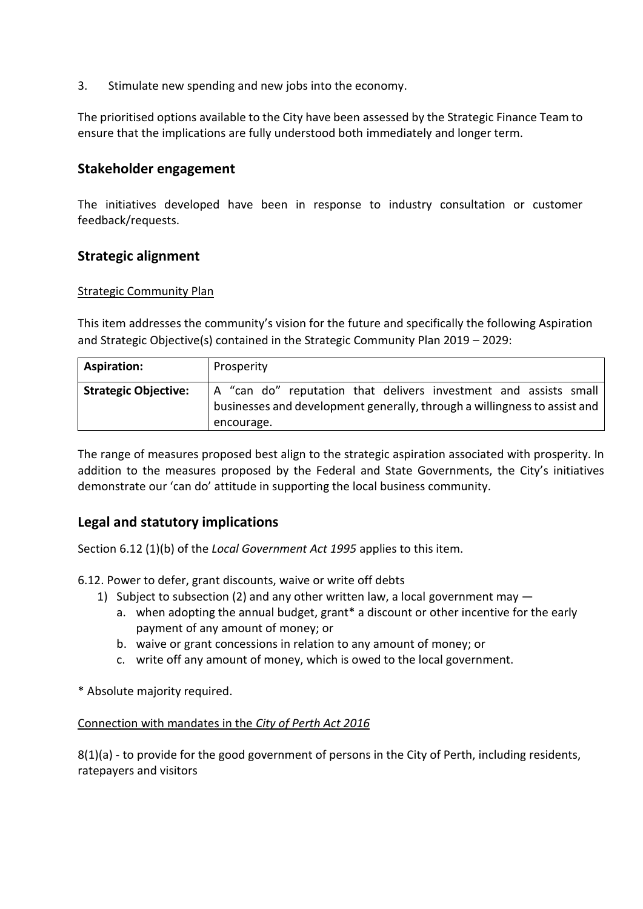3. Stimulate new spending and new jobs into the economy.

The prioritised options available to the City have been assessed by the Strategic Finance Team to ensure that the implications are fully understood both immediately and longer term.

## Stakeholder engagement

The initiatives developed have been in response to industry consultation or customer feedback/requests.

## Strategic alignment

<u>Strategic Community Plan</u>

This item addresses the community's vision for the future and specifically the following Aspiration and Strategic Objective(s) contained in the Strategic Community Plan 2019 – 2029:

| **Aspiration:** | Prosperity |
|---|---|
| **Strategic Objective:** | A "can do" reputation that delivers investment and assists small businesses and development generally, through a willingness to assist and encourage. |

The range of measures proposed best align to the strategic aspiration associated with prosperity. In addition to the measures proposed by the Federal and State Governments, the City's initiatives demonstrate our 'can do' attitude in supporting the local business community.

## Legal and statutory implications

Section 6.12 (1)(b) of the *Local Government Act 1995* applies to this item.

6.12. Power to defer, grant discounts, waive or write off debts

1) Subject to subsection (2) and any other written law, a local government may —
    a. when adopting the annual budget, grant* a discount or other incentive for the early payment of any amount of money; or
    b. waive or grant concessions in relation to any amount of money; or
    c. write off any amount of money, which is owed to the local government.

\* Absolute majority required.

<u>Connection with mandates in the *City of Perth Act 2016*</u>

8(1)(a) - to provide for the good government of persons in the City of Perth, including residents, ratepayers and visitors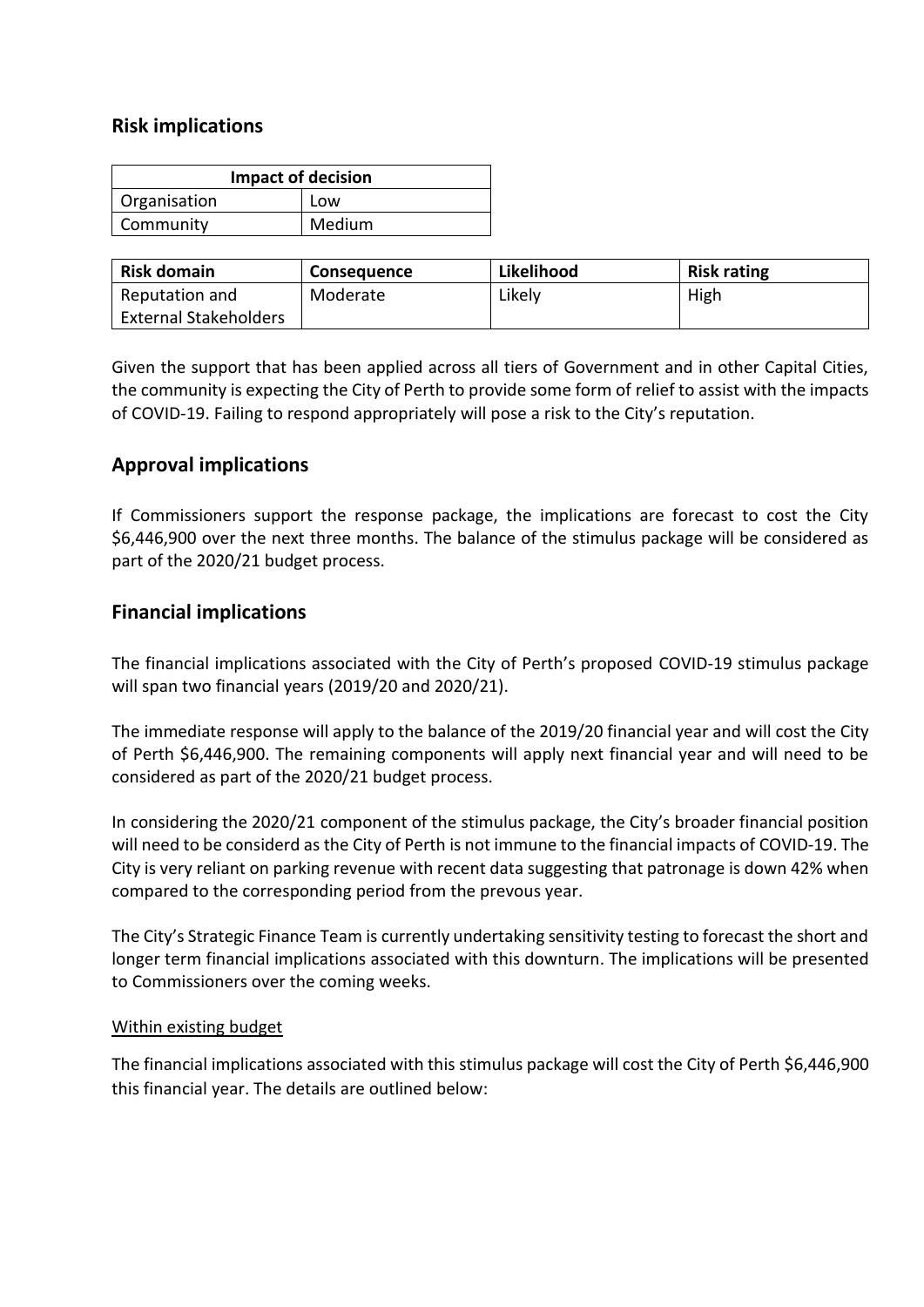## Risk implications

| Impact of decision | |
|---|---|
| Organisation | Low |
| Community | Medium |

| Risk domain | Consequence | Likelihood | Risk rating |
|---|---|---|---|
| Reputation and External Stakeholders | Moderate | Likely | High |

Given the support that has been applied across all tiers of Government and in other Capital Cities, the community is expecting the City of Perth to provide some form of relief to assist with the impacts of COVID-19. Failing to respond appropriately will pose a risk to the City's reputation.

## Approval implications

If Commissioners support the response package, the implications are forecast to cost the City $6,446,900 over the next three months. The balance of the stimulus package will be considered as part of the 2020/21 budget process.

## Financial implications

The financial implications associated with the City of Perth's proposed COVID-19 stimulus package will span two financial years (2019/20 and 2020/21).

The immediate response will apply to the balance of the 2019/20 financial year and will cost the City of Perth $6,446,900. The remaining components will apply next financial year and will need to be considered as part of the 2020/21 budget process.

In considering the 2020/21 component of the stimulus package, the City's broader financial position will need to be considerd as the City of Perth is not immune to the financial impacts of COVID-19. The City is very reliant on parking revenue with recent data suggesting that patronage is down 42% when compared to the corresponding period from the prevous year.

The City's Strategic Finance Team is currently undertaking sensitivity testing to forecast the short and longer term financial implications associated with this downturn. The implications will be presented to Commissioners over the coming weeks.

<u>Within existing budget</u>

The financial implications associated with this stimulus package will cost the City of Perth $6,446,900 this financial year. The details are outlined below: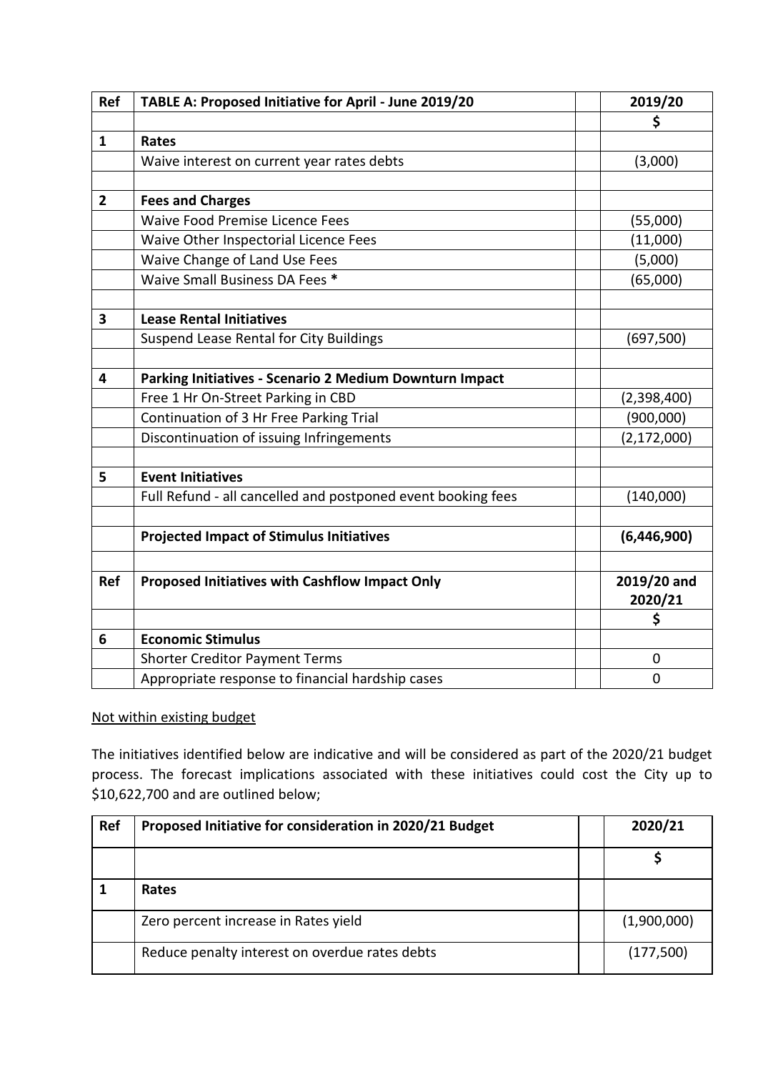| Ref | TABLE A: Proposed Initiative for April - June 2019/20 | | 2019/20 |
|---|---|---|---|
| | | | $ |
| 1 | **Rates** | | |
| | Waive interest on current year rates debts | | (3,000) |
| | | | |
| 2 | **Fees and Charges** | | |
| | Waive Food Premise Licence Fees | | (55,000) |
| | Waive Other Inspectorial Licence Fees | | (11,000) |
| | Waive Change of Land Use Fees | | (5,000) |
| | Waive Small Business DA Fees **\*** | | (65,000) |
| | | | |
| 3 | **Lease Rental Initiatives** | | |
| | Suspend Lease Rental for City Buildings | | (697,500) |
| | | | |
| 4 | **Parking Initiatives - Scenario 2 Medium Downturn Impact** | | |
| | Free 1 Hr On-Street Parking in CBD | | (2,398,400) |
| | Continuation of 3 Hr Free Parking Trial | | (900,000) |
| | Discontinuation of issuing Infringements | | (2,172,000) |
| | | | |
| 5 | **Event Initiatives** | | |
| | Full Refund - all cancelled and postponed event booking fees | | (140,000) |
| | | | |
| | **Projected Impact of Stimulus Initiatives** | | **(6,446,900)** |
| | | | |
| **Ref** | **Proposed Initiatives with Cashflow Impact Only** | | **2019/20 and 2020/21** |
| | | | **$** |
| 6 | **Economic Stimulus** | | |
| | Shorter Creditor Payment Terms | | 0 |
| | Appropriate response to financial hardship cases | | 0 |

<u>Not within existing budget</u>

The initiatives identified below are indicative and will be considered as part of the 2020/21 budget process. The forecast implications associated with these initiatives could cost the City up to $10,622,700 and are outlined below;

| Ref | Proposed Initiative for consideration in 2020/21 Budget | | 2020/21 |
|---|---|---|---|
| | | | $ |
| 1 | **Rates** | | |
| | Zero percent increase in Rates yield | | (1,900,000) |
| | Reduce penalty interest on overdue rates debts | | (177,500) |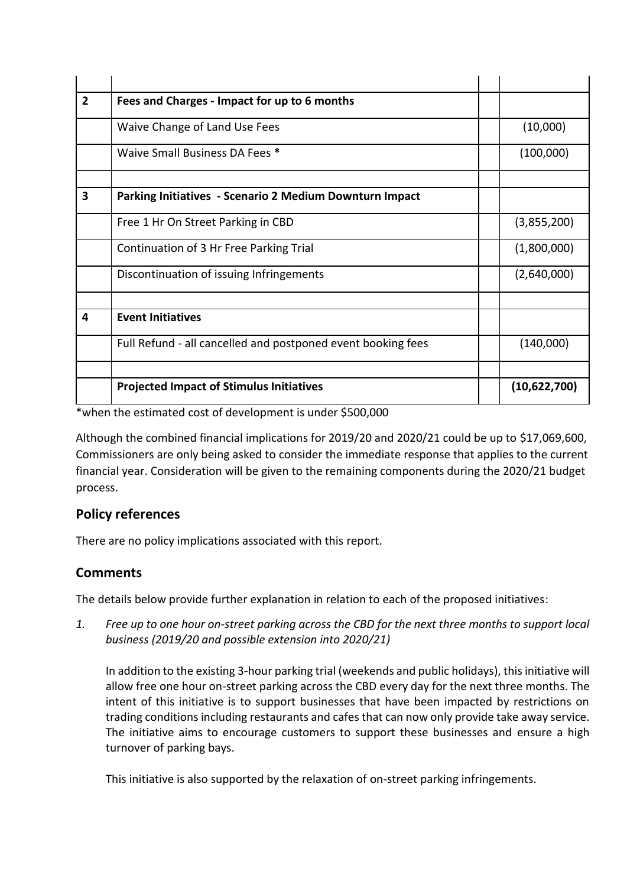| | | | |
|---|---|---|---|
| **2** | **Fees and Charges - Impact for up to 6 months** | | |
| | Waive Change of Land Use Fees | | (10,000) |
| | Waive Small Business DA Fees * | | (100,000) |
| | | | |
| **3** | **Parking Initiatives - Scenario 2 Medium Downturn Impact** | | |
| | Free 1 Hr On Street Parking in CBD | | (3,855,200) |
| | Continuation of 3 Hr Free Parking Trial | | (1,800,000) |
| | Discontinuation of issuing Infringements | | (2,640,000) |
| | | | |
| **4** | **Event Initiatives** | | |
| | Full Refund - all cancelled and postponed event booking fees | | (140,000) |
| | | | |
| | **Projected Impact of Stimulus Initiatives** | | **(10,622,700)** |

*when the estimated cost of development is under $500,000

Although the combined financial implications for 2019/20 and 2020/21 could be up to $17,069,600, Commissioners are only being asked to consider the immediate response that applies to the current financial year. Consideration will be given to the remaining components during the 2020/21 budget process.

## Policy references

There are no policy implications associated with this report.

## Comments

The details below provide further explanation in relation to each of the proposed initiatives:

1. *Free up to one hour on-street parking across the CBD for the next three months to support local business (2019/20 and possible extension into 2020/21)*

   In addition to the existing 3-hour parking trial (weekends and public holidays), this initiative will allow free one hour on-street parking across the CBD every day for the next three months. The intent of this initiative is to support businesses that have been impacted by restrictions on trading conditions including restaurants and cafes that can now only provide take away service. The initiative aims to encourage customers to support these businesses and ensure a high turnover of parking bays.

   This initiative is also supported by the relaxation of on-street parking infringements.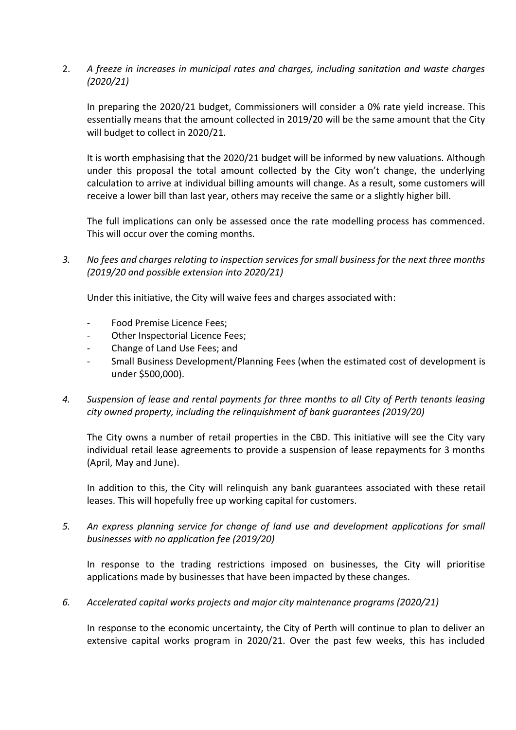2. *A freeze in increases in municipal rates and charges, including sanitation and waste charges (2020/21)*

   In preparing the 2020/21 budget, Commissioners will consider a 0% rate yield increase. This essentially means that the amount collected in 2019/20 will be the same amount that the City will budget to collect in 2020/21.

   It is worth emphasising that the 2020/21 budget will be informed by new valuations. Although under this proposal the total amount collected by the City won't change, the underlying calculation to arrive at individual billing amounts will change. As a result, some customers will receive a lower bill than last year, others may receive the same or a slightly higher bill.

   The full implications can only be assessed once the rate modelling process has commenced. This will occur over the coming months.

3. *No fees and charges relating to inspection services for small business for the next three months (2019/20 and possible extension into 2020/21)*

   Under this initiative, the City will waive fees and charges associated with:

   - Food Premise Licence Fees;
   - Other Inspectorial Licence Fees;
   - Change of Land Use Fees; and
   - Small Business Development/Planning Fees (when the estimated cost of development is under $500,000).

4. *Suspension of lease and rental payments for three months to all City of Perth tenants leasing city owned property, including the relinquishment of bank guarantees (2019/20)*

   The City owns a number of retail properties in the CBD. This initiative will see the City vary individual retail lease agreements to provide a suspension of lease repayments for 3 months (April, May and June).

   In addition to this, the City will relinquish any bank guarantees associated with these retail leases. This will hopefully free up working capital for customers.

5. *An express planning service for change of land use and development applications for small businesses with no application fee (2019/20)*

   In response to the trading restrictions imposed on businesses, the City will prioritise applications made by businesses that have been impacted by these changes.

6. *Accelerated capital works projects and major city maintenance programs (2020/21)*

   In response to the economic uncertainty, the City of Perth will continue to plan to deliver an extensive capital works program in 2020/21. Over the past few weeks, this has included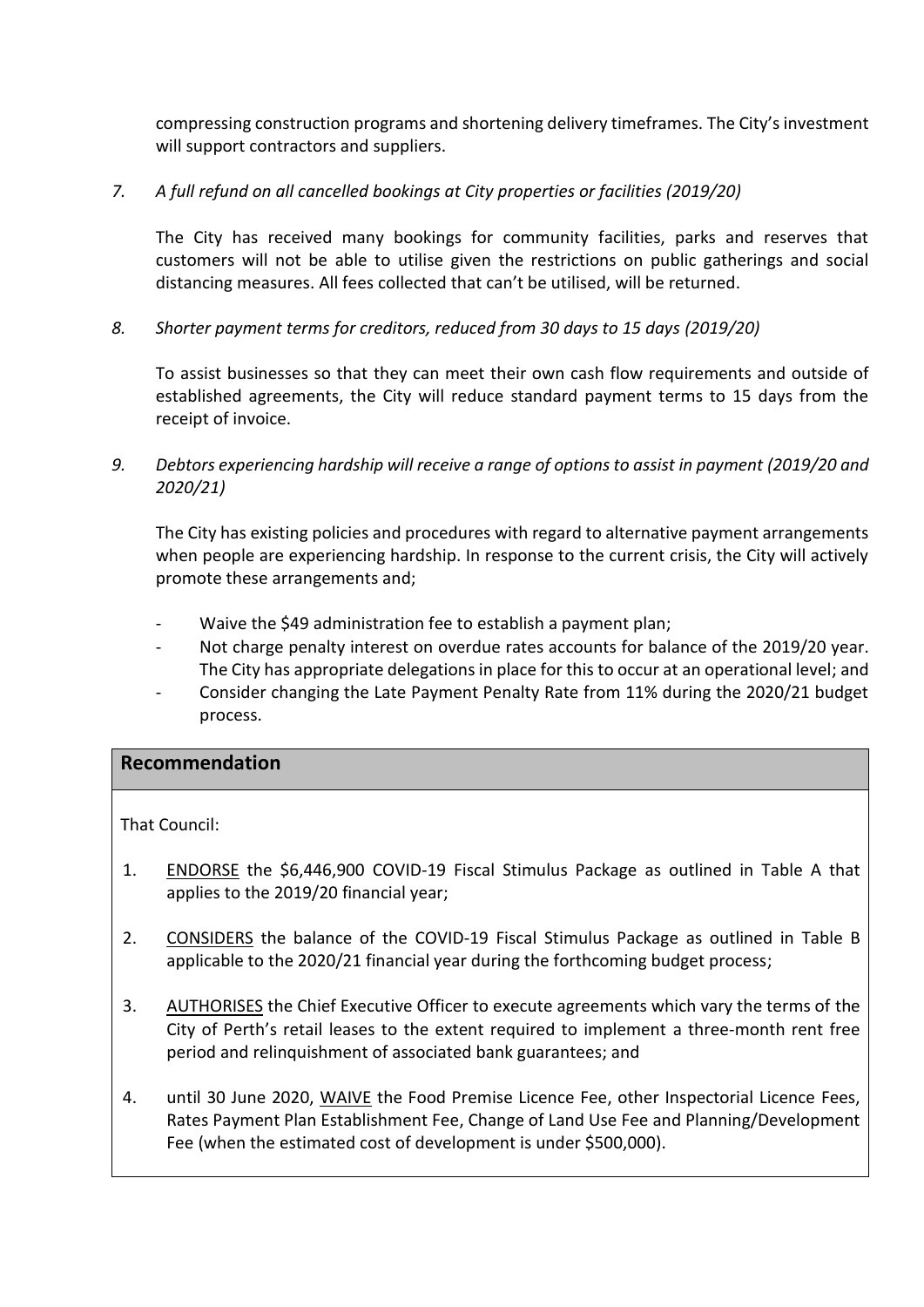compressing construction programs and shortening delivery timeframes. The City's investment will support contractors and suppliers.

*7. A full refund on all cancelled bookings at City properties or facilities (2019/20)*

The City has received many bookings for community facilities, parks and reserves that customers will not be able to utilise given the restrictions on public gatherings and social distancing measures. All fees collected that can't be utilised, will be returned.

*8. Shorter payment terms for creditors, reduced from 30 days to 15 days (2019/20)*

To assist businesses so that they can meet their own cash flow requirements and outside of established agreements, the City will reduce standard payment terms to 15 days from the receipt of invoice.

*9. Debtors experiencing hardship will receive a range of options to assist in payment (2019/20 and 2020/21)*

The City has existing policies and procedures with regard to alternative payment arrangements when people are experiencing hardship. In response to the current crisis, the City will actively promote these arrangements and;

- Waive the $49 administration fee to establish a payment plan;
- Not charge penalty interest on overdue rates accounts for balance of the 2019/20 year. The City has appropriate delegations in place for this to occur at an operational level; and
- Consider changing the Late Payment Penalty Rate from 11% during the 2020/21 budget process.

## Recommendation

That Council:

1. ENDORSE the $6,446,900 COVID-19 Fiscal Stimulus Package as outlined in Table A that applies to the 2019/20 financial year;

2. CONSIDERS the balance of the COVID-19 Fiscal Stimulus Package as outlined in Table B applicable to the 2020/21 financial year during the forthcoming budget process;

3. AUTHORISES the Chief Executive Officer to execute agreements which vary the terms of the City of Perth's retail leases to the extent required to implement a three-month rent free period and relinquishment of associated bank guarantees; and

4. until 30 June 2020, WAIVE the Food Premise Licence Fee, other Inspectorial Licence Fees, Rates Payment Plan Establishment Fee, Change of Land Use Fee and Planning/Development Fee (when the estimated cost of development is under $500,000).